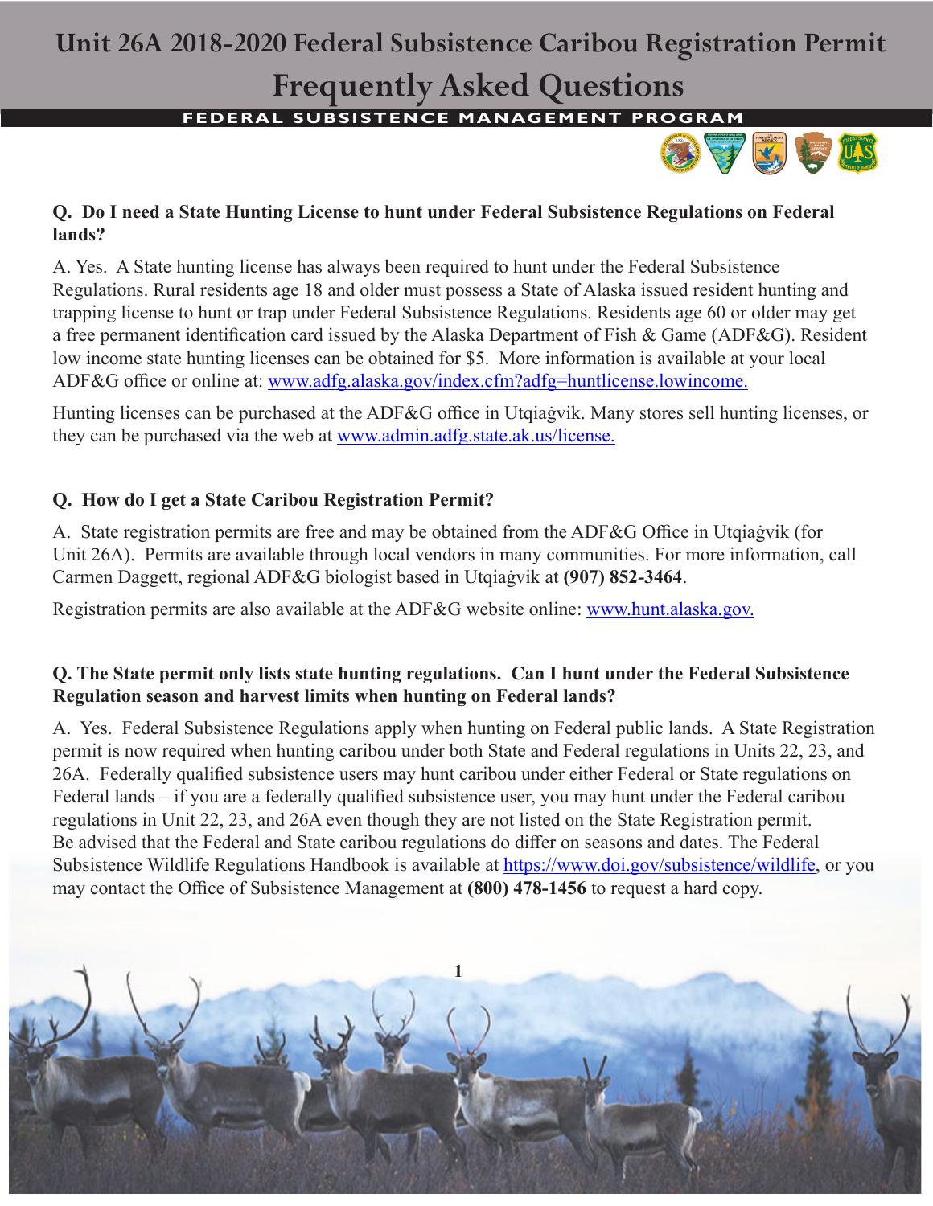# Unit 26A 2018-2020 Federal Subsistence Caribou Registration Permit

# Frequently Asked Questions

**FEDERAL SUBSISTENCE MANAGEMENT PROGRAM**

**Q. Do I need a State Hunting License to hunt under Federal Subsistence Regulations on Federal lands?**

A. Yes. A State hunting license has always been required to hunt under the Federal Subsistence Regulations. Rural residents age 18 and older must possess a State of Alaska issued resident hunting and trapping license to hunt or trap under Federal Subsistence Regulations. Residents age 60 or older may get a free permanent identification card issued by the Alaska Department of Fish & Game (ADF&G). Resident low income state hunting licenses can be obtained for $5. More information is available at your local ADF&G office or online at: www.adfg.alaska.gov/index.cfm?adfg=huntlicense.lowincome.

Hunting licenses can be purchased at the ADF&G office in Utqiaġvik. Many stores sell hunting licenses, or they can be purchased via the web at www.admin.adfg.state.ak.us/license.

**Q. How do I get a State Caribou Registration Permit?**

A. State registration permits are free and may be obtained from the ADF&G Office in Utqiaġvik (for Unit 26A). Permits are available through local vendors in many communities. For more information, call Carmen Daggett, regional ADF&G biologist based in Utqiaġvik at **(907) 852-3464**.

Registration permits are also available at the ADF&G website online: www.hunt.alaska.gov.

**Q. The State permit only lists state hunting regulations. Can I hunt under the Federal Subsistence Regulation season and harvest limits when hunting on Federal lands?**

A. Yes. Federal Subsistence Regulations apply when hunting on Federal public lands. A State Registration permit is now required when hunting caribou under both State and Federal regulations in Units 22, 23, and 26A. Federally qualified subsistence users may hunt caribou under either Federal or State regulations on Federal lands – if you are a federally qualified subsistence user, you may hunt under the Federal caribou regulations in Unit 22, 23, and 26A even though they are not listed on the State Registration permit. Be advised that the Federal and State caribou regulations do differ on seasons and dates. The Federal Subsistence Wildlife Regulations Handbook is available at https://www.doi.gov/subsistence/wildlife, or you may contact the Office of Subsistence Management at **(800) 478-1456** to request a hard copy.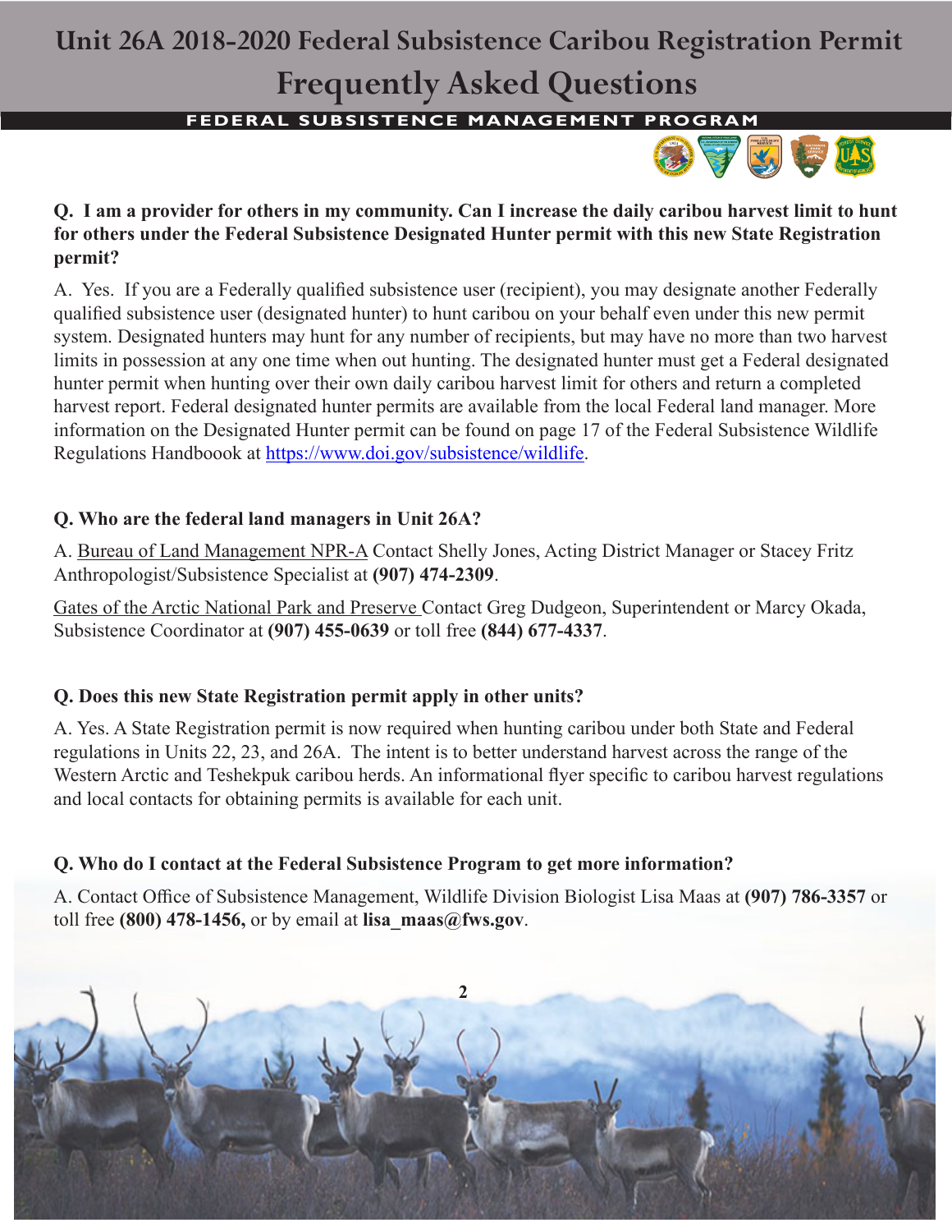# Unit 26A 2018-2020 Federal Subsistence Caribou Registration Permit

# Frequently Asked Questions

**FEDERAL SUBSISTENCE MANAGEMENT PROGRAM**

**Q. I am a provider for others in my community. Can I increase the daily caribou harvest limit to hunt for others under the Federal Subsistence Designated Hunter permit with this new State Registration permit?**

A. Yes. If you are a Federally qualified subsistence user (recipient), you may designate another Federally qualified subsistence user (designated hunter) to hunt caribou on your behalf even under this new permit system. Designated hunters may hunt for any number of recipients, but may have no more than two harvest limits in possession at any one time when out hunting. The designated hunter must get a Federal designated hunter permit when hunting over their own daily caribou harvest limit for others and return a completed harvest report. Federal designated hunter permits are available from the local Federal land manager. More information on the Designated Hunter permit can be found on page 17 of the Federal Subsistence Wildlife Regulations Handboook at https://www.doi.gov/subsistence/wildlife.

**Q. Who are the federal land managers in Unit 26A?**

A. Bureau of Land Management NPR-A Contact Shelly Jones, Acting District Manager or Stacey Fritz Anthropologist/Subsistence Specialist at **(907) 474-2309**.

Gates of the Arctic National Park and Preserve Contact Greg Dudgeon, Superintendent or Marcy Okada, Subsistence Coordinator at **(907) 455-0639** or toll free **(844) 677-4337**.

**Q. Does this new State Registration permit apply in other units?**

A. Yes. A State Registration permit is now required when hunting caribou under both State and Federal regulations in Units 22, 23, and 26A. The intent is to better understand harvest across the range of the Western Arctic and Teshekpuk caribou herds. An informational flyer specific to caribou harvest regulations and local contacts for obtaining permits is available for each unit.

**Q. Who do I contact at the Federal Subsistence Program to get more information?**

A. Contact Office of Subsistence Management, Wildlife Division Biologist Lisa Maas at **(907) 786-3357** or toll free **(800) 478-1456,** or by email at **lisa_maas@fws.gov**.